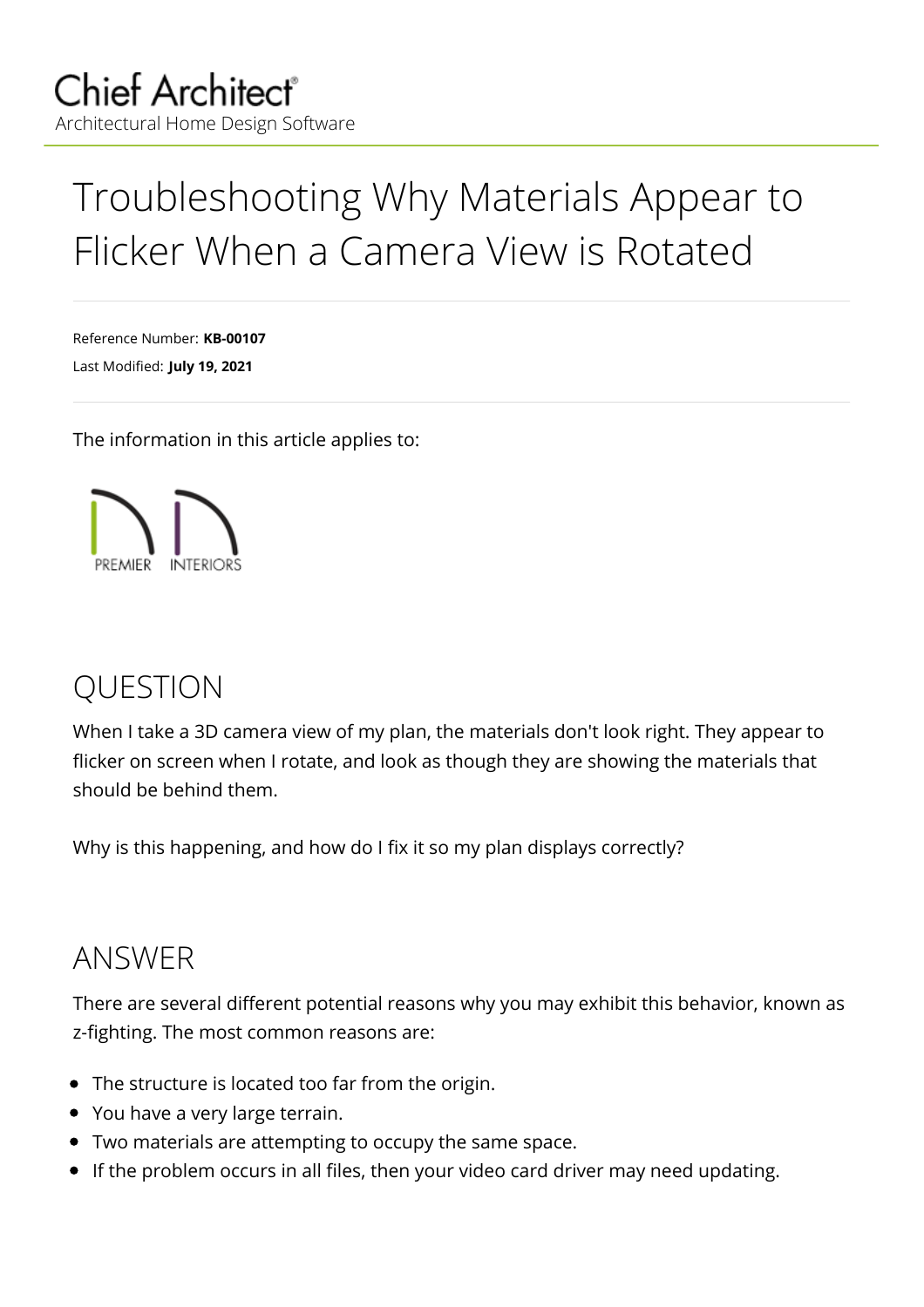Chief Architect®
Architectural Home Design Software

# Troubleshooting Why Materials Appear to Flicker When a Camera View is Rotated

Reference Number: **KB-00107**
Last Modified: **July 19, 2021**

The information in this article applies to:

PREMIER INTERIORS

## QUESTION

When I take a 3D camera view of my plan, the materials don't look right. They appear to flicker on screen when I rotate, and look as though they are showing the materials that should be behind them.

Why is this happening, and how do I fix it so my plan displays correctly?

## ANSWER

There are several different potential reasons why you may exhibit this behavior, known as z-fighting. The most common reasons are:

- The structure is located too far from the origin.
- You have a very large terrain.
- Two materials are attempting to occupy the same space.
- If the problem occurs in all files, then your video card driver may need updating.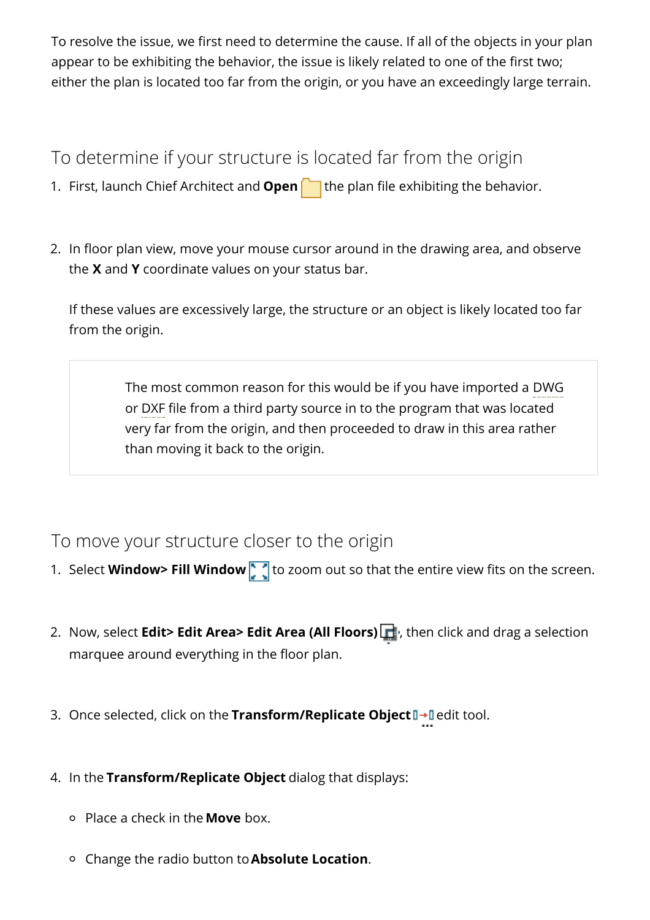To resolve the issue, we first need to determine the cause. If all of the objects in your plan appear to be exhibiting the behavior, the issue is likely related to one of the first two; either the plan is located too far from the origin, or you have an exceedingly large terrain.

## To determine if your structure is located far from the origin

1. First, launch Chief Architect and **Open** the plan file exhibiting the behavior.

2. In floor plan view, move your mouse cursor around in the drawing area, and observe the **X** and **Y** coordinate values on your status bar.

   If these values are excessively large, the structure or an object is likely located too far from the origin.

   > The most common reason for this would be if you have imported a DWG or DXF file from a third party source in to the program that was located very far from the origin, and then proceeded to draw in this area rather than moving it back to the origin.

## To move your structure closer to the origin

1. Select **Window> Fill Window** to zoom out so that the entire view fits on the screen.

2. Now, select **Edit> Edit Area> Edit Area (All Floors)**, then click and drag a selection marquee around everything in the floor plan.

3. Once selected, click on the **Transform/Replicate Object** edit tool.

4. In the **Transform/Replicate Object** dialog that displays:
   - Place a check in the **Move** box.
   - Change the radio button to **Absolute Location**.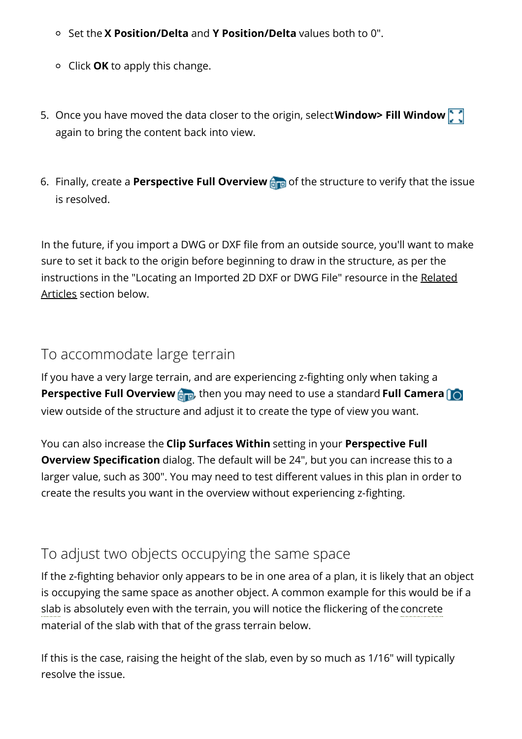- Set the **X Position/Delta** and **Y Position/Delta** values both to 0".
- Click **OK** to apply this change.

5. Once you have moved the data closer to the origin, select **Window> Fill Window** again to bring the content back into view.

6. Finally, create a **Perspective Full Overview** of the structure to verify that the issue is resolved.

In the future, if you import a DWG or DXF file from an outside source, you'll want to make sure to set it back to the origin before beginning to draw in the structure, as per the instructions in the "Locating an Imported 2D DXF or DWG File" resource in the Related Articles section below.

## To accommodate large terrain

If you have a very large terrain, and are experiencing z-fighting only when taking a **Perspective Full Overview**, then you may need to use a standard **Full Camera** view outside of the structure and adjust it to create the type of view you want.

You can also increase the **Clip Surfaces Within** setting in your **Perspective Full Overview Specification** dialog. The default will be 24", but you can increase this to a larger value, such as 300". You may need to test different values in this plan in order to create the results you want in the overview without experiencing z-fighting.

## To adjust two objects occupying the same space

If the z-fighting behavior only appears to be in one area of a plan, it is likely that an object is occupying the same space as another object. A common example for this would be if a slab is absolutely even with the terrain, you will notice the flickering of the concrete material of the slab with that of the grass terrain below.

If this is the case, raising the height of the slab, even by so much as 1/16" will typically resolve the issue.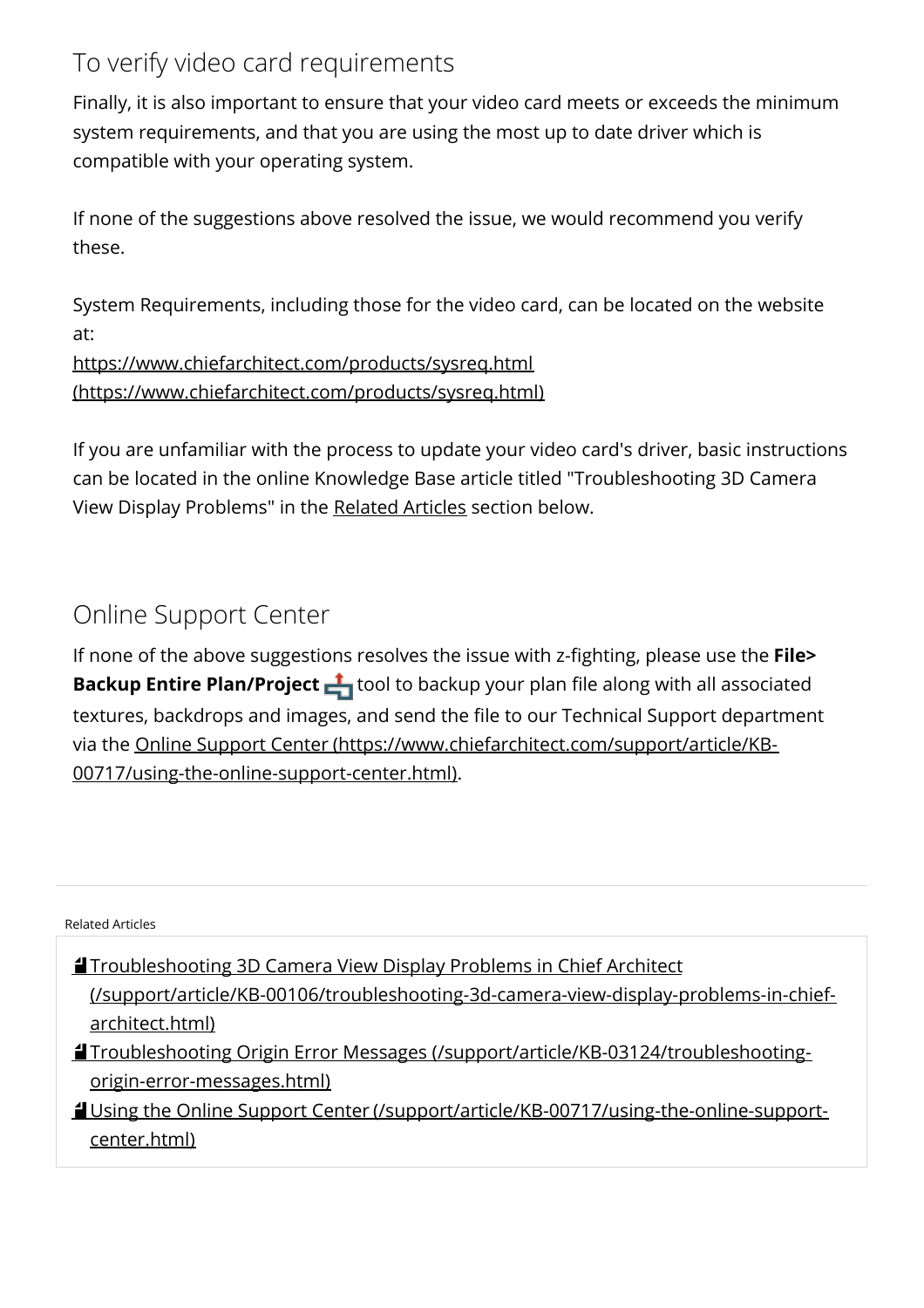## To verify video card requirements

Finally, it is also important to ensure that your video card meets or exceeds the minimum system requirements, and that you are using the most up to date driver which is compatible with your operating system.

If none of the suggestions above resolved the issue, we would recommend you verify these.

System Requirements, including those for the video card, can be located on the website at:
https://www.chiefarchitect.com/products/sysreq.html (https://www.chiefarchitect.com/products/sysreq.html)

If you are unfamiliar with the process to update your video card's driver, basic instructions can be located in the online Knowledge Base article titled "Troubleshooting 3D Camera View Display Problems" in the Related Articles section below.

## Online Support Center

If none of the above suggestions resolves the issue with z-fighting, please use the **File> Backup Entire Plan/Project** tool to backup your plan file along with all associated textures, backdrops and images, and send the file to our Technical Support department via the Online Support Center (https://www.chiefarchitect.com/support/article/KB-00717/using-the-online-support-center.html).

Related Articles

- Troubleshooting 3D Camera View Display Problems in Chief Architect (/support/article/KB-00106/troubleshooting-3d-camera-view-display-problems-in-chief-architect.html)
- Troubleshooting Origin Error Messages (/support/article/KB-03124/troubleshooting-origin-error-messages.html)
- Using the Online Support Center (/support/article/KB-00717/using-the-online-support-center.html)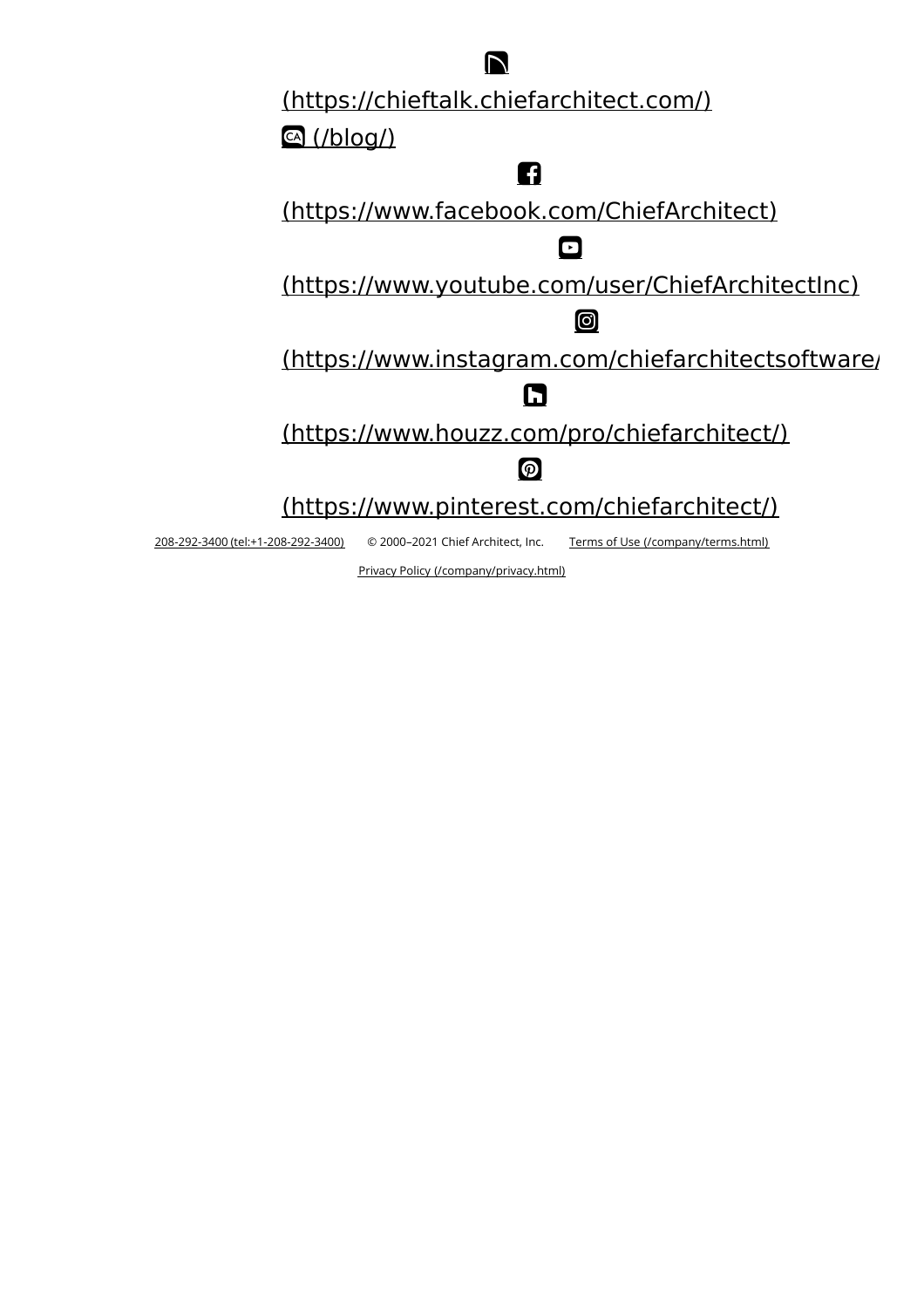(https://chieftalk.chiefarchitect.com/)

(/blog/)

(https://www.facebook.com/ChiefArchitect)

(https://www.youtube.com/user/ChiefArchitectInc)

(https://www.instagram.com/chiefarchitectsoftware/

(https://www.houzz.com/pro/chiefarchitect/)

(https://www.pinterest.com/chiefarchitect/)

208-292-3400 (tel:+1-208-292-3400) © 2000–2021 Chief Architect, Inc. Terms of Use (/company/terms.html)

Privacy Policy (/company/privacy.html)